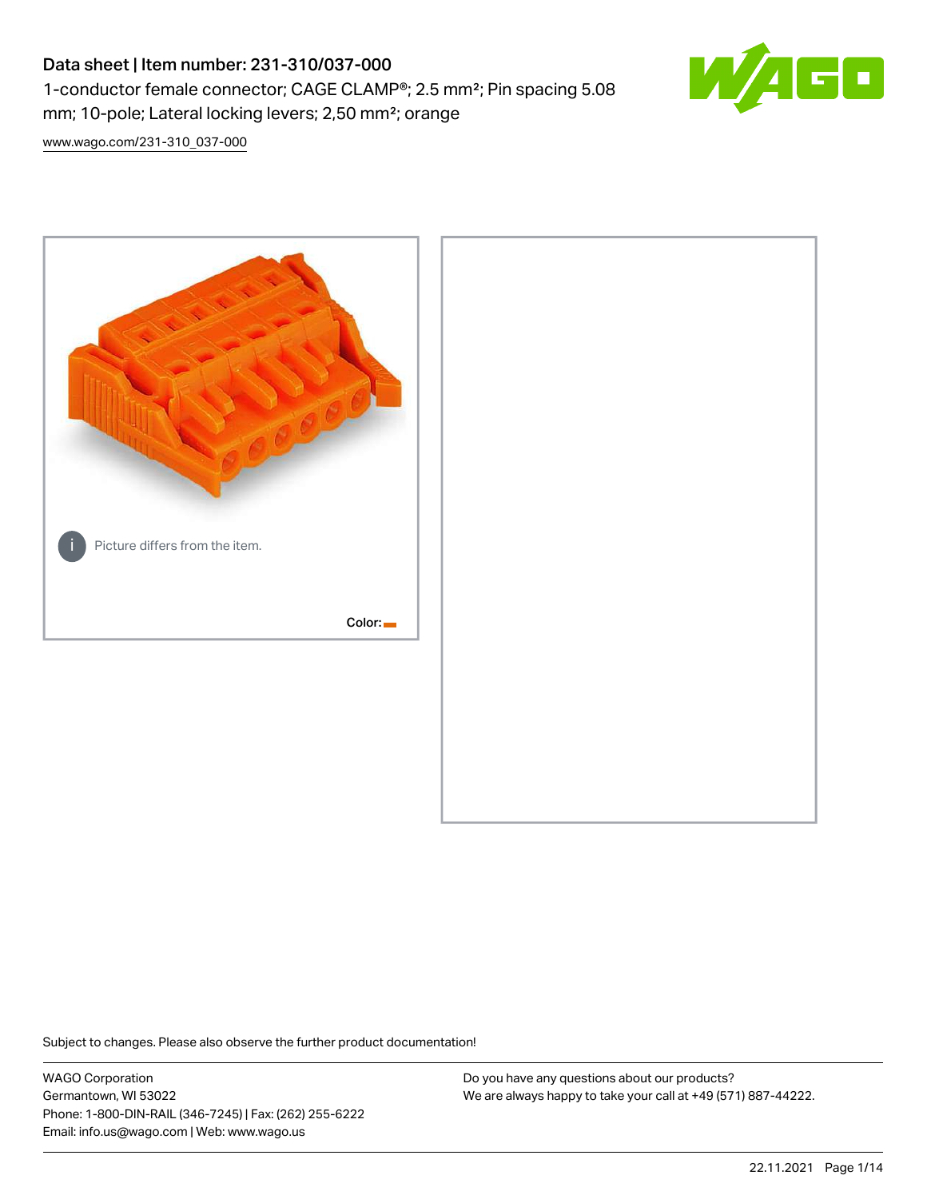# Data sheet | Item number: 231-310/037-000

1-conductor female connector; CAGE CLAMP®; 2.5 mm²; Pin spacing 5.08 mm; 10-pole; Lateral locking levers; 2,50 mm²; orange

www.wago.com/231-310_037-000

Picture differs from the item.

Color:

Subject to changes. Please also observe the further product documentation!

WAGO Corporation
Germantown, WI 53022
Phone: 1-800-DIN-RAIL (346-7245) | Fax: (262) 255-6222
Email: info.us@wago.com | Web: www.wago.us

Do you have any questions about our products?
We are always happy to take your call at +49 (571) 887-44222.

22.11.2021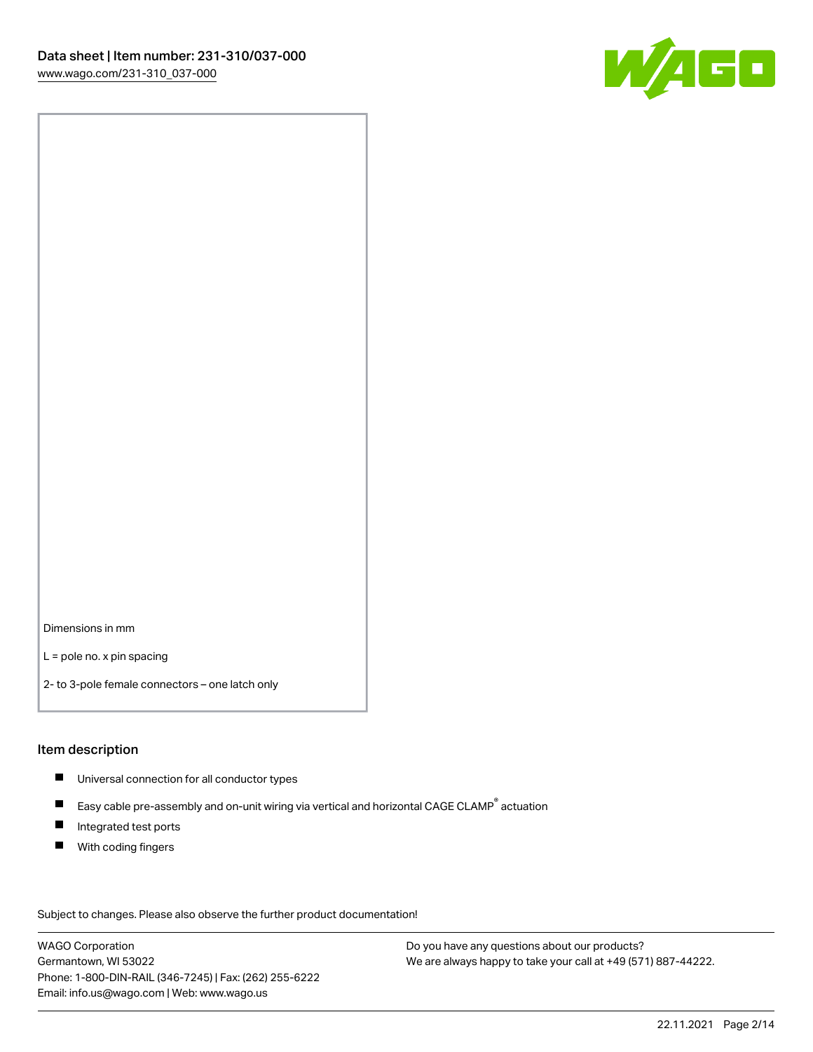Dimensions in mm

L = pole no. x pin spacing

2- to 3-pole female connectors – one latch only

## Item description

- Universal connection for all conductor types
- Easy cable pre-assembly and on-unit wiring via vertical and horizontal CAGE CLAMP® actuation
- Integrated test ports
- With coding fingers

Subject to changes. Please also observe the further product documentation!

WAGO Corporation
Germantown, WI 53022
Phone: 1-800-DIN-RAIL (346-7245) | Fax: (262) 255-6222
Email: info.us@wago.com | Web: www.wago.us

Do you have any questions about our products?
We are always happy to take your call at +49 (571) 887-44222.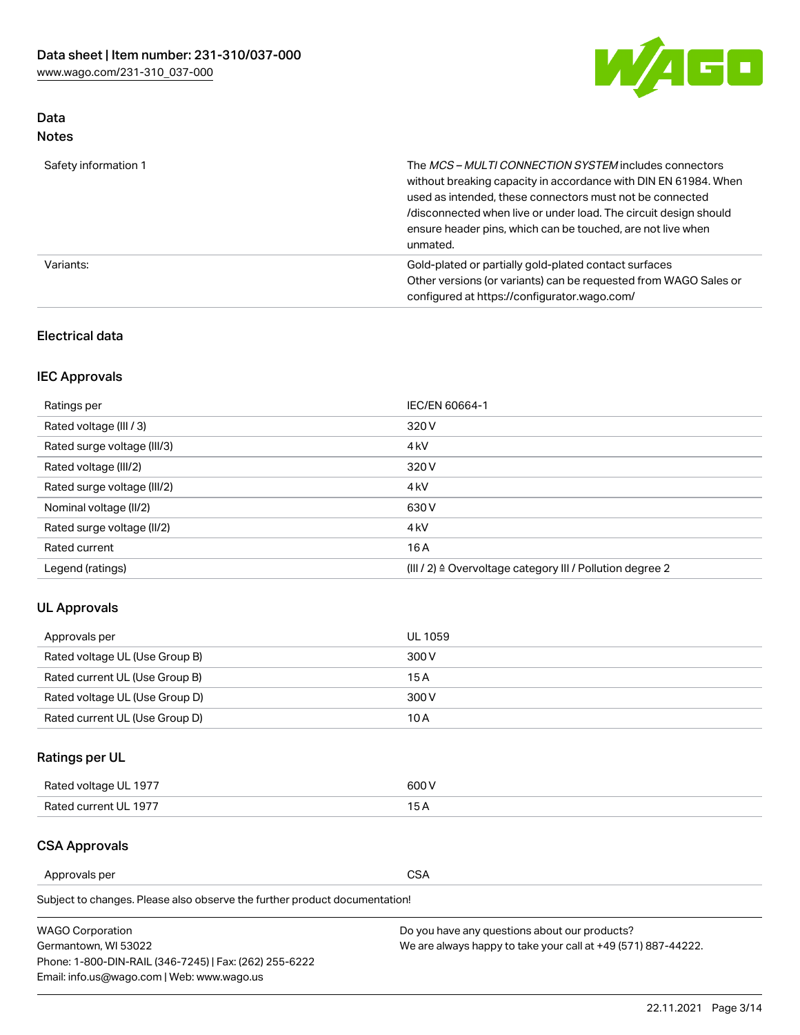## Data
### Notes

| | |
|---|---|
| Safety information 1 | The *MCS – MULTI CONNECTION SYSTEM* includes connectors without breaking capacity in accordance with DIN EN 61984. When used as intended, these connectors must not be connected /disconnected when live or under load. The circuit design should ensure header pins, which can be touched, are not live when unmated. |
| Variants: | Gold-plated or partially gold-plated contact surfaces<br>Other versions (or variants) can be requested from WAGO Sales or configured at https://configurator.wago.com/ |

### Electrical data

### IEC Approvals

| | |
|---|---|
| Ratings per | IEC/EN 60664-1 |
| Rated voltage (III / 3) | 320 V |
| Rated surge voltage (III/3) | 4 kV |
| Rated voltage (III/2) | 320 V |
| Rated surge voltage (III/2) | 4 kV |
| Nominal voltage (II/2) | 630 V |
| Rated surge voltage (II/2) | 4 kV |
| Rated current | 16 A |
| Legend (ratings) | (III / 2) ≙ Overvoltage category III / Pollution degree 2 |

### UL Approvals

| | |
|---|---|
| Approvals per | UL 1059 |
| Rated voltage UL (Use Group B) | 300 V |
| Rated current UL (Use Group B) | 15 A |
| Rated voltage UL (Use Group D) | 300 V |
| Rated current UL (Use Group D) | 10 A |

### Ratings per UL

| | |
|---|---|
| Rated voltage UL 1977 | 600 V |
| Rated current UL 1977 | 15 A |

### CSA Approvals

| | |
|---|---|
| Approvals per | CSA |

Subject to changes. Please also observe the further product documentation!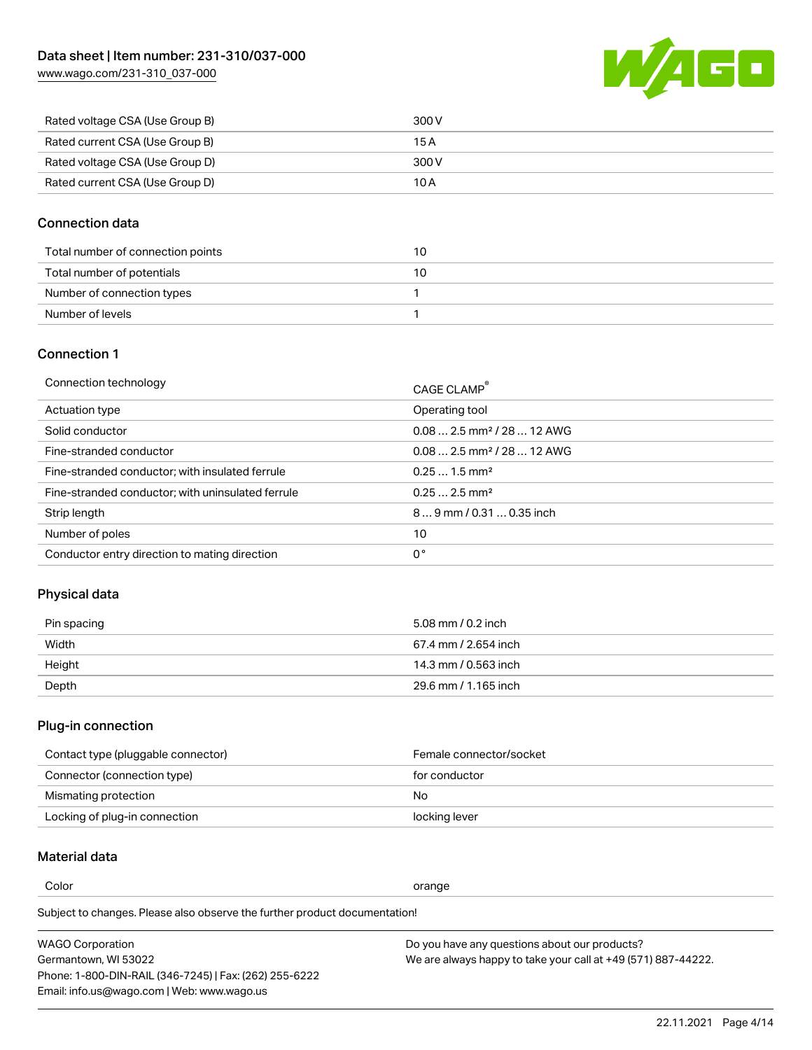| Rated voltage CSA (Use Group B) | 300 V |
| --- | --- |
| Rated current CSA (Use Group B) | 15 A |
| Rated voltage CSA (Use Group D) | 300 V |
| Rated current CSA (Use Group D) | 10 A |

## Connection data

| Total number of connection points | 10 |
| --- | --- |
| Total number of potentials | 10 |
| Number of connection types | 1 |
| Number of levels | 1 |

## Connection 1

| Connection technology | CAGE CLAMP® |
| --- | --- |
| Actuation type | Operating tool |
| Solid conductor | 0.08 … 2.5 mm² / 28 … 12 AWG |
| Fine-stranded conductor | 0.08 … 2.5 mm² / 28 … 12 AWG |
| Fine-stranded conductor; with insulated ferrule | 0.25 … 1.5 mm² |
| Fine-stranded conductor; with uninsulated ferrule | 0.25 … 2.5 mm² |
| Strip length | 8 … 9 mm / 0.31 … 0.35 inch |
| Number of poles | 10 |
| Conductor entry direction to mating direction | 0 ° |

## Physical data

| Pin spacing | 5.08 mm / 0.2 inch |
| --- | --- |
| Width | 67.4 mm / 2.654 inch |
| Height | 14.3 mm / 0.563 inch |
| Depth | 29.6 mm / 1.165 inch |

## Plug-in connection

| Contact type (pluggable connector) | Female connector/socket |
| --- | --- |
| Connector (connection type) | for conductor |
| Mismating protection | No |
| Locking of plug-in connection | locking lever |

## Material data

| Color | orange |
| --- | --- |

Subject to changes. Please also observe the further product documentation!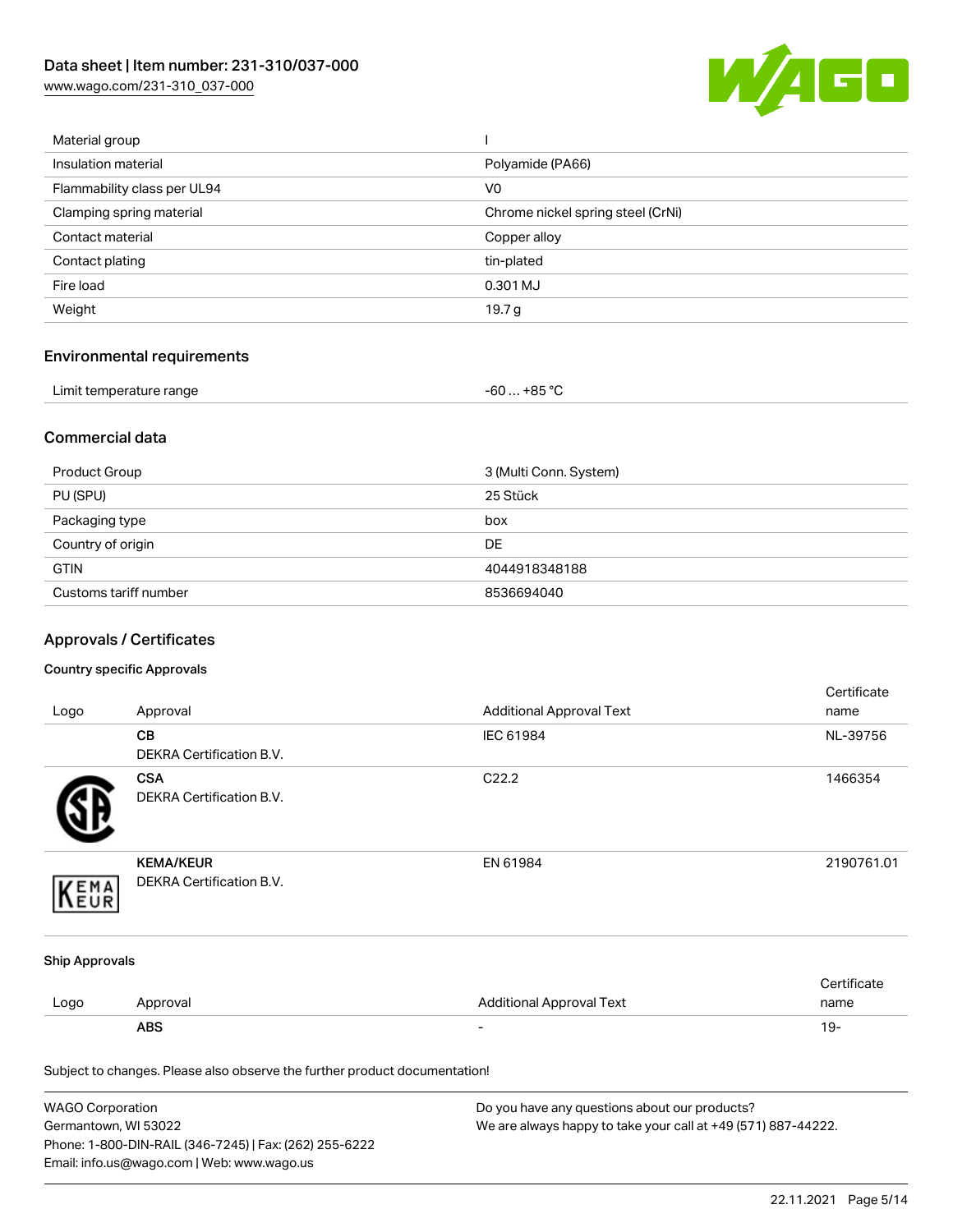| | |
|---|---|
| Material group | I |
| Insulation material | Polyamide (PA66) |
| Flammability class per UL94 | V0 |
| Clamping spring material | Chrome nickel spring steel (CrNi) |
| Contact material | Copper alloy |
| Contact plating | tin-plated |
| Fire load | 0.301 MJ |
| Weight | 19.7 g |

## Environmental requirements

| | |
|---|---|
| Limit temperature range | -60 … +85 °C |

## Commercial data

| | |
|---|---|
| Product Group | 3 (Multi Conn. System) |
| PU (SPU) | 25 Stück |
| Packaging type | box |
| Country of origin | DE |
| GTIN | 4044918348188 |
| Customs tariff number | 8536694040 |

## Approvals / Certificates

### Country specific Approvals

| Logo | Approval | Additional Approval Text | Certificate name |
|---|---|---|---|
| | **CB**<br>DEKRA Certification B.V. | IEC 61984 | NL-39756 |
| | **CSA**<br>DEKRA Certification B.V. | C22.2 | 1466354 |
| | **KEMA/KEUR**<br>DEKRA Certification B.V. | EN 61984 | 2190761.01 |

### Ship Approvals

| Logo | Approval | Additional Approval Text | Certificate name |
|---|---|---|---|
| | **ABS** | - | 19- |

Subject to changes. Please also observe the further product documentation!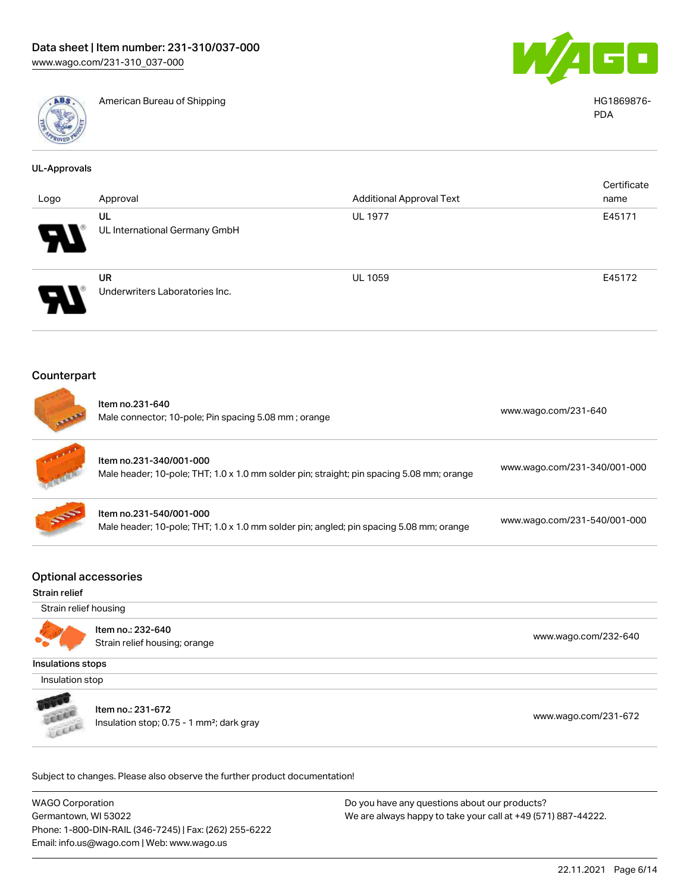| | | |
|---|---|---|
| | American Bureau of Shipping | HG1869876-PDA |

### UL-Approvals

| Logo | Approval | Additional Approval Text | Certificate name |
|---|---|---|---|
| | UL<br>UL International Germany GmbH | UL 1977 | E45171 |
| | UR<br>Underwriters Laboratories Inc. | UL 1059 | E45172 |

## Counterpart

| | | |
|---|---|---|
| | Item no.231-640<br>Male connector; 10-pole; Pin spacing 5.08 mm ; orange | www.wago.com/231-640 |
| | Item no.231-340/001-000<br>Male header; 10-pole; THT; 1.0 x 1.0 mm solder pin; straight; pin spacing 5.08 mm; orange | www.wago.com/231-340/001-000 |
| | Item no.231-540/001-000<br>Male header; 10-pole; THT; 1.0 x 1.0 mm solder pin; angled; pin spacing 5.08 mm; orange | www.wago.com/231-540/001-000 |

## Optional accessories

**Strain relief**

Strain relief housing

| | | |
|---|---|---|
| | Item no.: 232-640<br>Strain relief housing; orange | www.wago.com/232-640 |

**Insulations stops**

Insulation stop

| | | |
|---|---|---|
| | Item no.: 231-672<br>Insulation stop; 0.75 - 1 mm²; dark gray | www.wago.com/231-672 |

Subject to changes. Please also observe the further product documentation!

WAGO Corporation
Germantown, WI 53022
Phone: 1-800-DIN-RAIL (346-7245) | Fax: (262) 255-6222
Email: info.us@wago.com | Web: www.wago.us

Do you have any questions about our products?
We are always happy to take your call at +49 (571) 887-44222.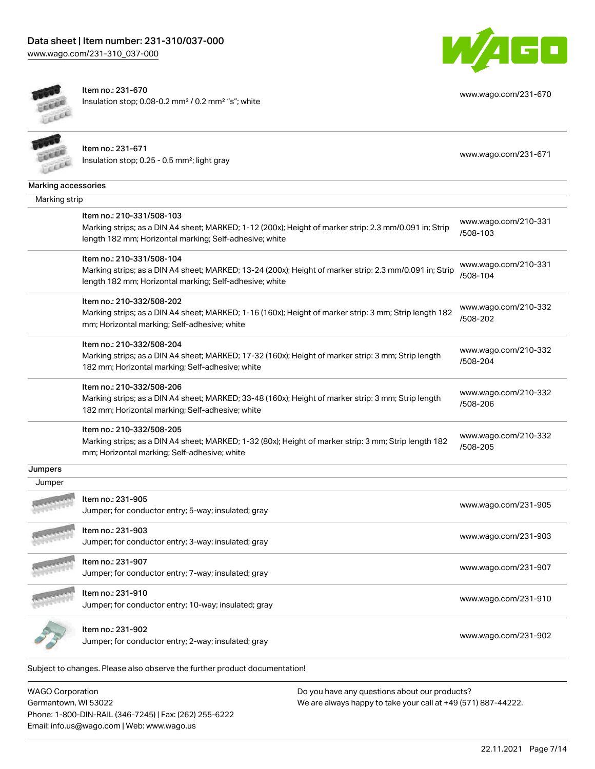| | | |
|---|---|---|
| | Item no.: 231-670<br>Insulation stop; 0.08-0.2 mm² / 0.2 mm² "s"; white | www.wago.com/231-670 |
| | Item no.: 231-671<br>Insulation stop; 0.25 - 0.5 mm²; light gray | www.wago.com/231-671 |

## Marking accessories

### Marking strip

| | | |
|---|---|---|
| | Item no.: 210-331/508-103<br>Marking strips; as a DIN A4 sheet; MARKED; 1-12 (200x); Height of marker strip: 2.3 mm/0.091 in; Strip length 182 mm; Horizontal marking; Self-adhesive; white | www.wago.com/210-331/508-103 |
| | Item no.: 210-331/508-104<br>Marking strips; as a DIN A4 sheet; MARKED; 13-24 (200x); Height of marker strip: 2.3 mm/0.091 in; Strip length 182 mm; Horizontal marking; Self-adhesive; white | www.wago.com/210-331/508-104 |
| | Item no.: 210-332/508-202<br>Marking strips; as a DIN A4 sheet; MARKED; 1-16 (160x); Height of marker strip: 3 mm; Strip length 182 mm; Horizontal marking; Self-adhesive; white | www.wago.com/210-332/508-202 |
| | Item no.: 210-332/508-204<br>Marking strips; as a DIN A4 sheet; MARKED; 17-32 (160x); Height of marker strip: 3 mm; Strip length 182 mm; Horizontal marking; Self-adhesive; white | www.wago.com/210-332/508-204 |
| | Item no.: 210-332/508-206<br>Marking strips; as a DIN A4 sheet; MARKED; 33-48 (160x); Height of marker strip: 3 mm; Strip length 182 mm; Horizontal marking; Self-adhesive; white | www.wago.com/210-332/508-206 |
| | Item no.: 210-332/508-205<br>Marking strips; as a DIN A4 sheet; MARKED; 1-32 (80x); Height of marker strip: 3 mm; Strip length 182 mm; Horizontal marking; Self-adhesive; white | www.wago.com/210-332/508-205 |

## Jumpers

### Jumper

| | | |
|---|---|---|
| | Item no.: 231-905<br>Jumper; for conductor entry; 5-way; insulated; gray | www.wago.com/231-905 |
| | Item no.: 231-903<br>Jumper; for conductor entry; 3-way; insulated; gray | www.wago.com/231-903 |
| | Item no.: 231-907<br>Jumper; for conductor entry; 7-way; insulated; gray | www.wago.com/231-907 |
| | Item no.: 231-910<br>Jumper; for conductor entry; 10-way; insulated; gray | www.wago.com/231-910 |
| | Item no.: 231-902<br>Jumper; for conductor entry; 2-way; insulated; gray | www.wago.com/231-902 |

Subject to changes. Please also observe the further product documentation!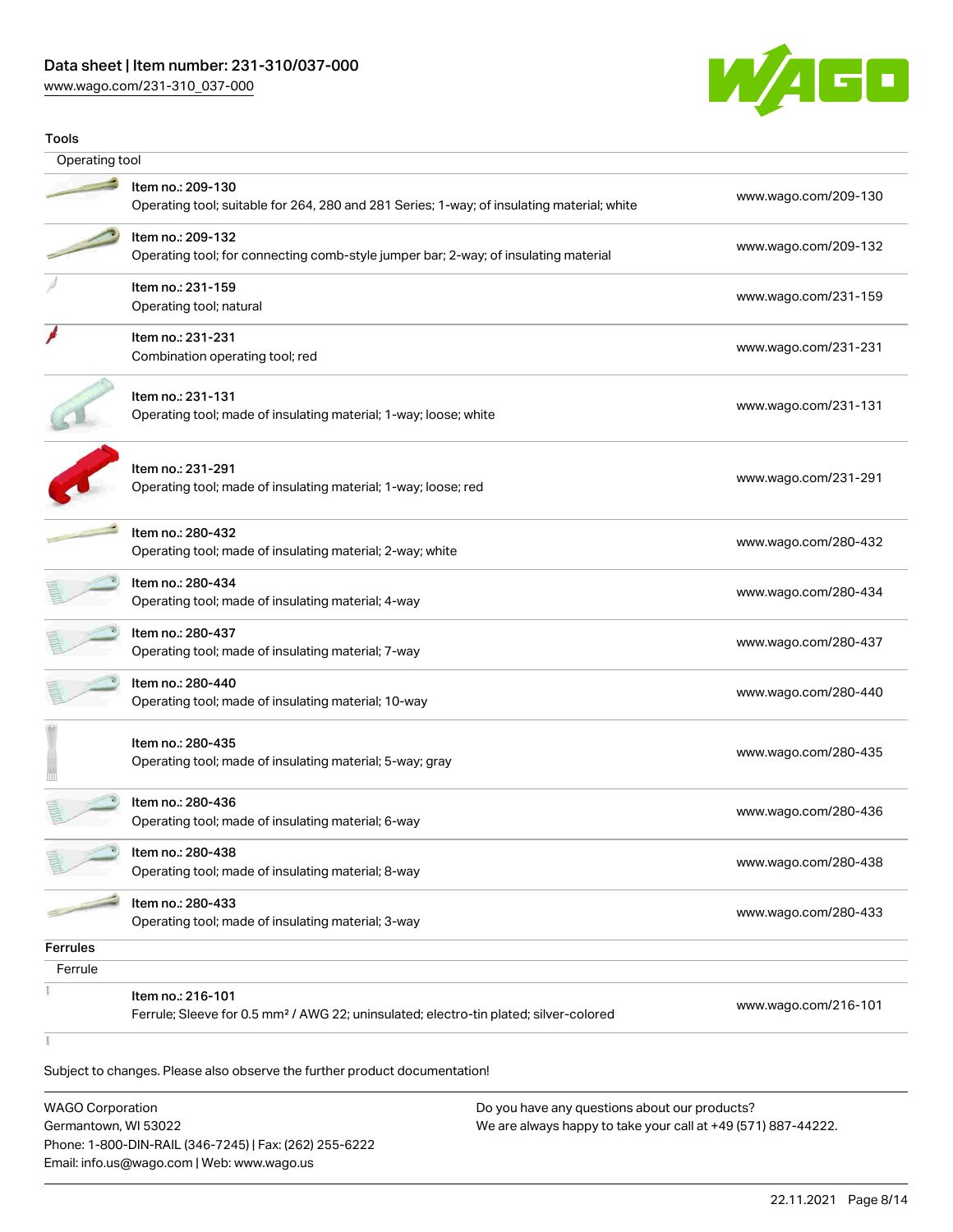## Tools

### Operating tool

| Item | Description | Link |
| --- | --- | --- |
| Item no.: 209-130 | Operating tool; suitable for 264, 280 and 281 Series; 1-way; of insulating material; white | www.wago.com/209-130 |
| Item no.: 209-132 | Operating tool; for connecting comb-style jumper bar; 2-way; of insulating material | www.wago.com/209-132 |
| Item no.: 231-159 | Operating tool; natural | www.wago.com/231-159 |
| Item no.: 231-231 | Combination operating tool; red | www.wago.com/231-231 |
| Item no.: 231-131 | Operating tool; made of insulating material; 1-way; loose; white | www.wago.com/231-131 |
| Item no.: 231-291 | Operating tool; made of insulating material; 1-way; loose; red | www.wago.com/231-291 |
| Item no.: 280-432 | Operating tool; made of insulating material; 2-way; white | www.wago.com/280-432 |
| Item no.: 280-434 | Operating tool; made of insulating material; 4-way | www.wago.com/280-434 |
| Item no.: 280-437 | Operating tool; made of insulating material; 7-way | www.wago.com/280-437 |
| Item no.: 280-440 | Operating tool; made of insulating material; 10-way | www.wago.com/280-440 |
| Item no.: 280-435 | Operating tool; made of insulating material; 5-way; gray | www.wago.com/280-435 |
| Item no.: 280-436 | Operating tool; made of insulating material; 6-way | www.wago.com/280-436 |
| Item no.: 280-438 | Operating tool; made of insulating material; 8-way | www.wago.com/280-438 |
| Item no.: 280-433 | Operating tool; made of insulating material; 3-way | www.wago.com/280-433 |

## Ferrules

### Ferrule

| Item | Description | Link |
| --- | --- | --- |
| Item no.: 216-101 | Ferrule; Sleeve for 0.5 mm² / AWG 22; uninsulated; electro-tin plated; silver-colored | www.wago.com/216-101 |

Subject to changes. Please also observe the further product documentation!

WAGO Corporation
Germantown, WI 53022
Phone: 1-800-DIN-RAIL (346-7245) | Fax: (262) 255-6222
Email: info.us@wago.com | Web: www.wago.us

Do you have any questions about our products?
We are always happy to take your call at +49 (571) 887-44222.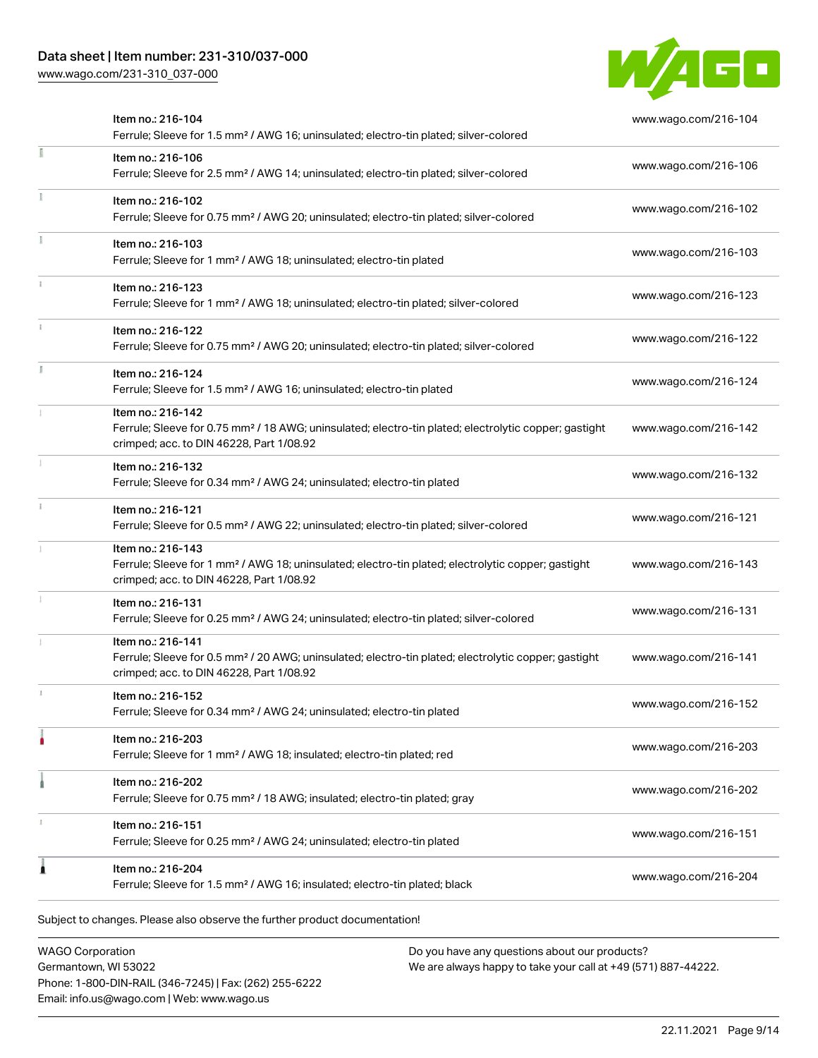| Item | Description | Link |
| --- | --- | --- |
| Item no.: 216-104 | Ferrule; Sleeve for 1.5 mm² / AWG 16; uninsulated; electro-tin plated; silver-colored | www.wago.com/216-104 |
| Item no.: 216-106 | Ferrule; Sleeve for 2.5 mm² / AWG 14; uninsulated; electro-tin plated; silver-colored | www.wago.com/216-106 |
| Item no.: 216-102 | Ferrule; Sleeve for 0.75 mm² / AWG 20; uninsulated; electro-tin plated; silver-colored | www.wago.com/216-102 |
| Item no.: 216-103 | Ferrule; Sleeve for 1 mm² / AWG 18; uninsulated; electro-tin plated | www.wago.com/216-103 |
| Item no.: 216-123 | Ferrule; Sleeve for 1 mm² / AWG 18; uninsulated; electro-tin plated; silver-colored | www.wago.com/216-123 |
| Item no.: 216-122 | Ferrule; Sleeve for 0.75 mm² / AWG 20; uninsulated; electro-tin plated; silver-colored | www.wago.com/216-122 |
| Item no.: 216-124 | Ferrule; Sleeve for 1.5 mm² / AWG 16; uninsulated; electro-tin plated | www.wago.com/216-124 |
| Item no.: 216-142 | Ferrule; Sleeve for 0.75 mm² / 18 AWG; uninsulated; electro-tin plated; electrolytic copper; gastight crimped; acc. to DIN 46228, Part 1/08.92 | www.wago.com/216-142 |
| Item no.: 216-132 | Ferrule; Sleeve for 0.34 mm² / AWG 24; uninsulated; electro-tin plated | www.wago.com/216-132 |
| Item no.: 216-121 | Ferrule; Sleeve for 0.5 mm² / AWG 22; uninsulated; electro-tin plated; silver-colored | www.wago.com/216-121 |
| Item no.: 216-143 | Ferrule; Sleeve for 1 mm² / AWG 18; uninsulated; electro-tin plated; electrolytic copper; gastight crimped; acc. to DIN 46228, Part 1/08.92 | www.wago.com/216-143 |
| Item no.: 216-131 | Ferrule; Sleeve for 0.25 mm² / AWG 24; uninsulated; electro-tin plated; silver-colored | www.wago.com/216-131 |
| Item no.: 216-141 | Ferrule; Sleeve for 0.5 mm² / 20 AWG; uninsulated; electro-tin plated; electrolytic copper; gastight crimped; acc. to DIN 46228, Part 1/08.92 | www.wago.com/216-141 |
| Item no.: 216-152 | Ferrule; Sleeve for 0.34 mm² / AWG 24; uninsulated; electro-tin plated | www.wago.com/216-152 |
| Item no.: 216-203 | Ferrule; Sleeve for 1 mm² / AWG 18; insulated; electro-tin plated; red | www.wago.com/216-203 |
| Item no.: 216-202 | Ferrule; Sleeve for 0.75 mm² / 18 AWG; insulated; electro-tin plated; gray | www.wago.com/216-202 |
| Item no.: 216-151 | Ferrule; Sleeve for 0.25 mm² / AWG 24; uninsulated; electro-tin plated | www.wago.com/216-151 |
| Item no.: 216-204 | Ferrule; Sleeve for 1.5 mm² / AWG 16; insulated; electro-tin plated; black | www.wago.com/216-204 |

Subject to changes. Please also observe the further product documentation!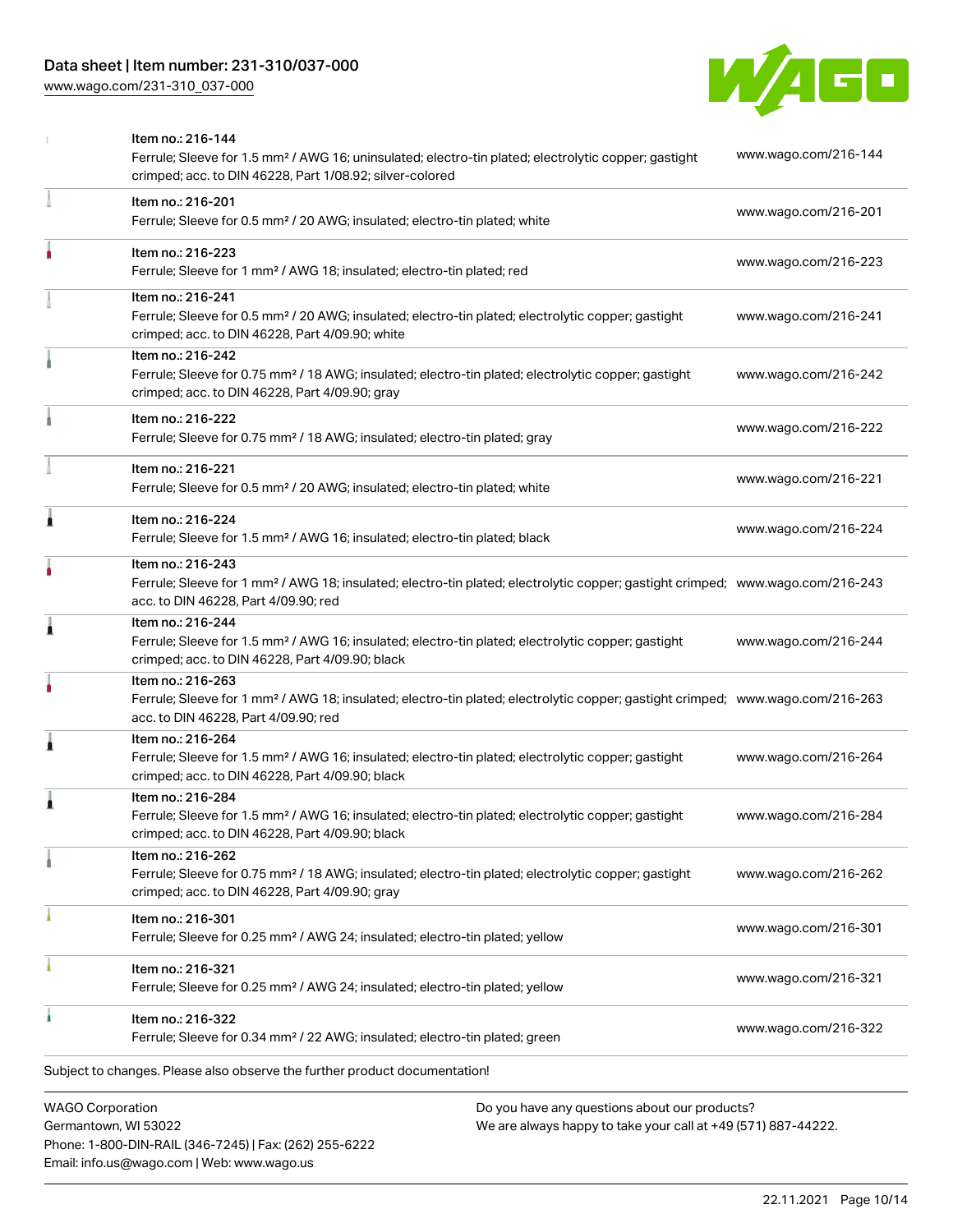| Item | Description | Link |
| --- | --- | --- |
| Item no.: 216-144 | Ferrule; Sleeve for 1.5 mm² / AWG 16; uninsulated; electro-tin plated; electrolytic copper; gastight crimped; acc. to DIN 46228, Part 1/08.92; silver-colored | www.wago.com/216-144 |
| Item no.: 216-201 | Ferrule; Sleeve for 0.5 mm² / 20 AWG; insulated; electro-tin plated; white | www.wago.com/216-201 |
| Item no.: 216-223 | Ferrule; Sleeve for 1 mm² / AWG 18; insulated; electro-tin plated; red | www.wago.com/216-223 |
| Item no.: 216-241 | Ferrule; Sleeve for 0.5 mm² / 20 AWG; insulated; electro-tin plated; electrolytic copper; gastight crimped; acc. to DIN 46228, Part 4/09.90; white | www.wago.com/216-241 |
| Item no.: 216-242 | Ferrule; Sleeve for 0.75 mm² / 18 AWG; insulated; electro-tin plated; electrolytic copper; gastight crimped; acc. to DIN 46228, Part 4/09.90; gray | www.wago.com/216-242 |
| Item no.: 216-222 | Ferrule; Sleeve for 0.75 mm² / 18 AWG; insulated; electro-tin plated; gray | www.wago.com/216-222 |
| Item no.: 216-221 | Ferrule; Sleeve for 0.5 mm² / 20 AWG; insulated; electro-tin plated; white | www.wago.com/216-221 |
| Item no.: 216-224 | Ferrule; Sleeve for 1.5 mm² / AWG 16; insulated; electro-tin plated; black | www.wago.com/216-224 |
| Item no.: 216-243 | Ferrule; Sleeve for 1 mm² / AWG 18; insulated; electro-tin plated; electrolytic copper; gastight crimped; acc. to DIN 46228, Part 4/09.90; red | www.wago.com/216-243 |
| Item no.: 216-244 | Ferrule; Sleeve for 1.5 mm² / AWG 16; insulated; electro-tin plated; electrolytic copper; gastight crimped; acc. to DIN 46228, Part 4/09.90; black | www.wago.com/216-244 |
| Item no.: 216-263 | Ferrule; Sleeve for 1 mm² / AWG 18; insulated; electro-tin plated; electrolytic copper; gastight crimped; acc. to DIN 46228, Part 4/09.90; red | www.wago.com/216-263 |
| Item no.: 216-264 | Ferrule; Sleeve for 1.5 mm² / AWG 16; insulated; electro-tin plated; electrolytic copper; gastight crimped; acc. to DIN 46228, Part 4/09.90; black | www.wago.com/216-264 |
| Item no.: 216-284 | Ferrule; Sleeve for 1.5 mm² / AWG 16; insulated; electro-tin plated; electrolytic copper; gastight crimped; acc. to DIN 46228, Part 4/09.90; black | www.wago.com/216-284 |
| Item no.: 216-262 | Ferrule; Sleeve for 0.75 mm² / 18 AWG; insulated; electro-tin plated; electrolytic copper; gastight crimped; acc. to DIN 46228, Part 4/09.90; gray | www.wago.com/216-262 |
| Item no.: 216-301 | Ferrule; Sleeve for 0.25 mm² / AWG 24; insulated; electro-tin plated; yellow | www.wago.com/216-301 |
| Item no.: 216-321 | Ferrule; Sleeve for 0.25 mm² / AWG 24; insulated; electro-tin plated; yellow | www.wago.com/216-321 |
| Item no.: 216-322 | Ferrule; Sleeve for 0.34 mm² / 22 AWG; insulated; electro-tin plated; green | www.wago.com/216-322 |

Subject to changes. Please also observe the further product documentation!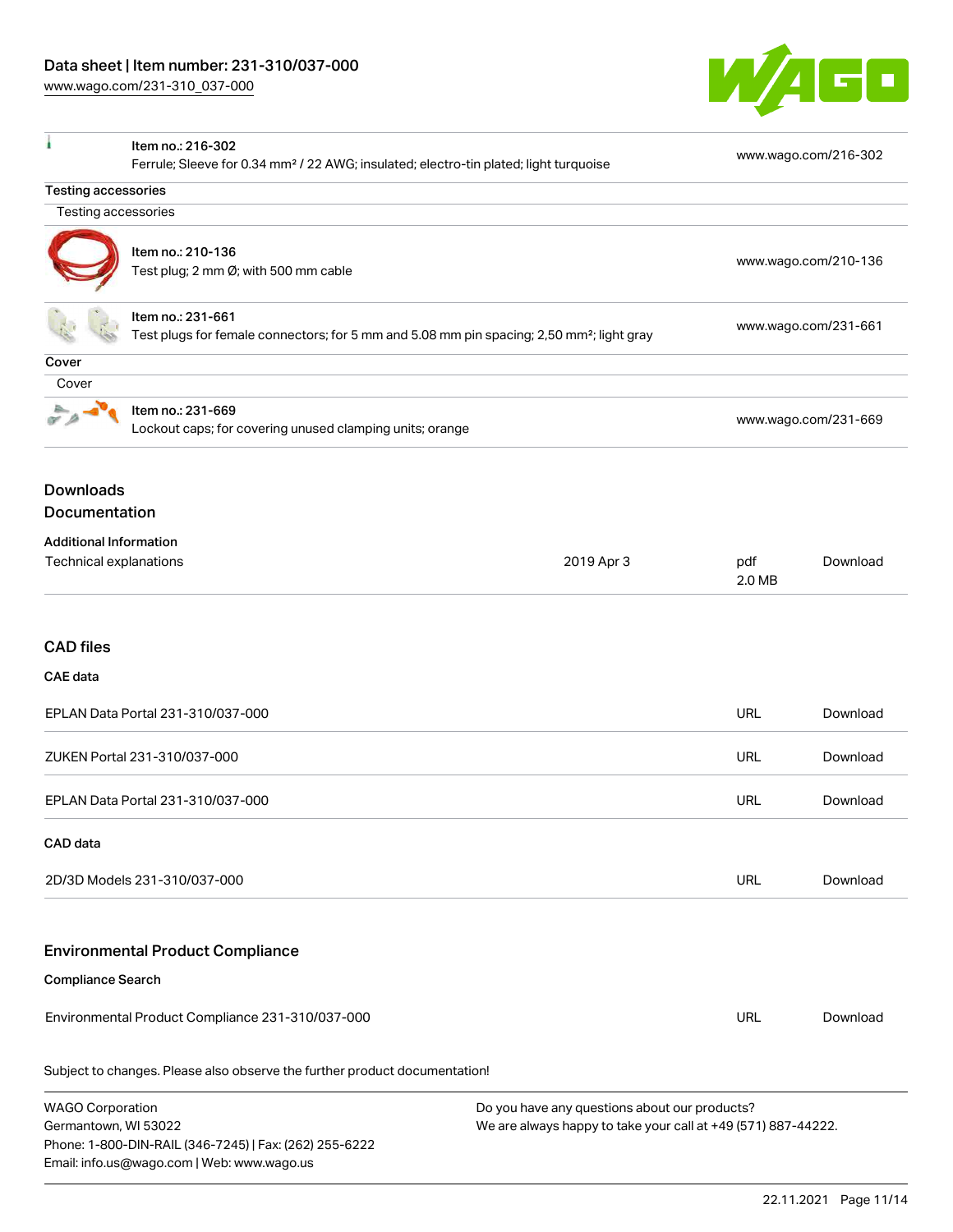| | | |
|---|---|---|
| | **Item no.: 216-302**<br>Ferrule; Sleeve for 0.34 mm² / 22 AWG; insulated; electro-tin plated; light turquoise | www.wago.com/216-302 |

**Testing accessories**

Testing accessories

| | | |
|---|---|---|
| | **Item no.: 210-136**<br>Test plug; 2 mm Ø; with 500 mm cable | www.wago.com/210-136 |
| | **Item no.: 231-661**<br>Test plugs for female connectors; for 5 mm and 5.08 mm pin spacing; 2,50 mm²; light gray | www.wago.com/231-661 |

**Cover**

Cover

| | | |
|---|---|---|
| | **Item no.: 231-669**<br>Lockout caps; for covering unused clamping units; orange | www.wago.com/231-669 |

## Downloads

## Documentation

**Additional Information**

| | | | |
|---|---|---|---|
| Technical explanations | 2019 Apr 3 | pdf<br>2.0 MB | Download |

## CAD files

**CAE data**

| | | |
|---|---|---|
| EPLAN Data Portal 231-310/037-000 | URL | Download |
| ZUKEN Portal 231-310/037-000 | URL | Download |
| EPLAN Data Portal 231-310/037-000 | URL | Download |

**CAD data**

| | | |
|---|---|---|
| 2D/3D Models 231-310/037-000 | URL | Download |

## Environmental Product Compliance

**Compliance Search**

| | | |
|---|---|---|
| Environmental Product Compliance 231-310/037-000 | URL | Download |

Subject to changes. Please also observe the further product documentation!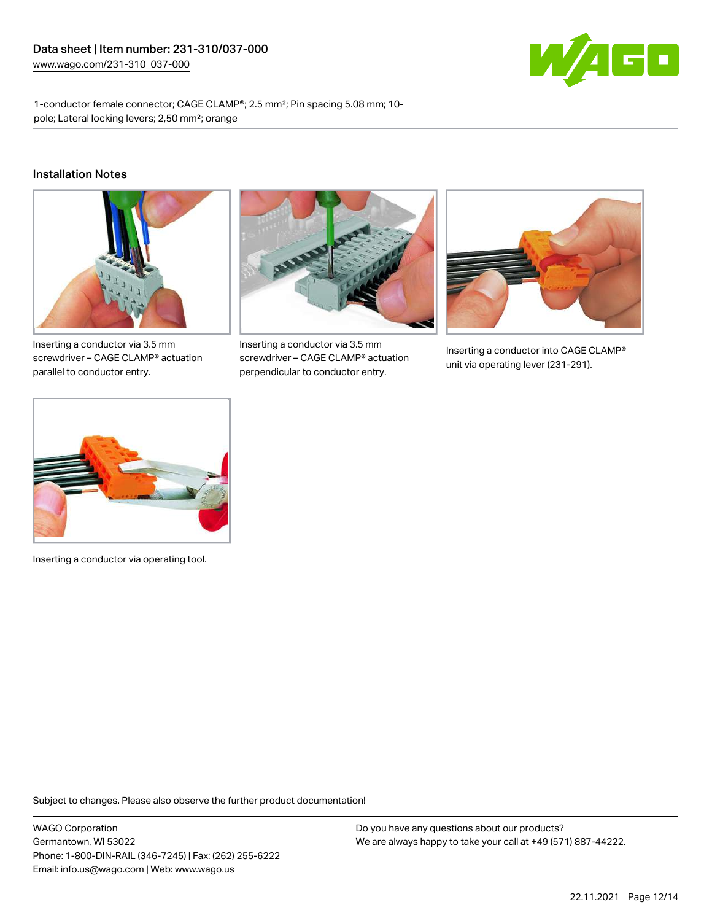1-conductor female connector; CAGE CLAMP®; 2.5 mm²; Pin spacing 5.08 mm; 10-pole; Lateral locking levers; 2,50 mm²; orange

## Installation Notes

Inserting a conductor via 3.5 mm screwdriver – CAGE CLAMP® actuation parallel to conductor entry.

Inserting a conductor via 3.5 mm screwdriver – CAGE CLAMP® actuation perpendicular to conductor entry.

Inserting a conductor into CAGE CLAMP® unit via operating lever (231-291).

Inserting a conductor via operating tool.

Subject to changes. Please also observe the further product documentation!

WAGO Corporation
Germantown, WI 53022
Phone: 1-800-DIN-RAIL (346-7245) | Fax: (262) 255-6222
Email: info.us@wago.com | Web: www.wago.us

Do you have any questions about our products?
We are always happy to take your call at +49 (571) 887-44222.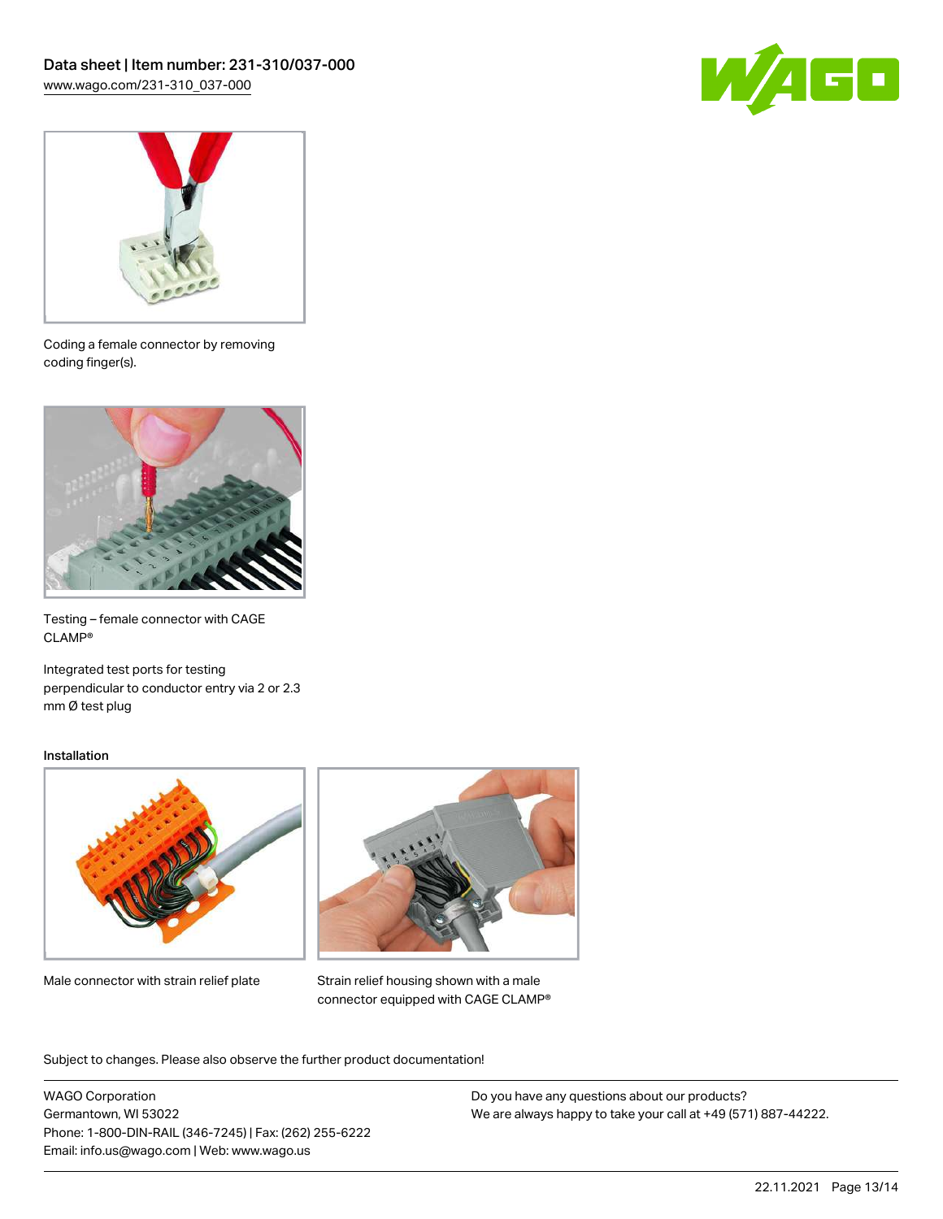Coding a female connector by removing coding finger(s).

Testing – female connector with CAGE CLAMP®

Integrated test ports for testing perpendicular to conductor entry via 2 or 2.3 mm Ø test plug

### Installation

Male connector with strain relief plate

Strain relief housing shown with a male connector equipped with CAGE CLAMP®

Subject to changes. Please also observe the further product documentation!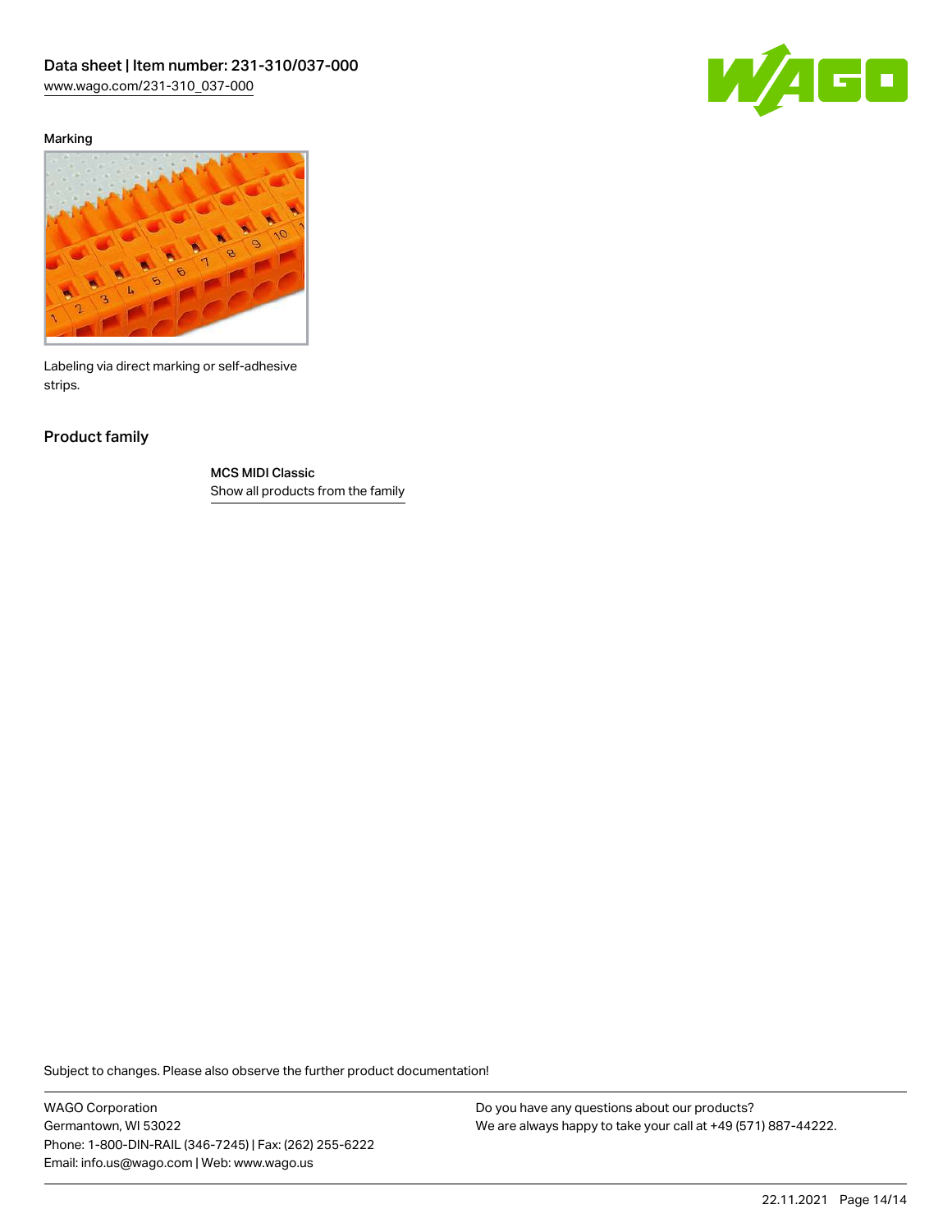Marking

Labeling via direct marking or self-adhesive strips.

## Product family

MCS MIDI Classic
Show all products from the family

Subject to changes. Please also observe the further product documentation!

WAGO Corporation
Germantown, WI 53022
Phone: 1-800-DIN-RAIL (346-7245) | Fax: (262) 255-6222
Email: info.us@wago.com | Web: www.wago.us

Do you have any questions about our products?
We are always happy to take your call at +49 (571) 887-44222.